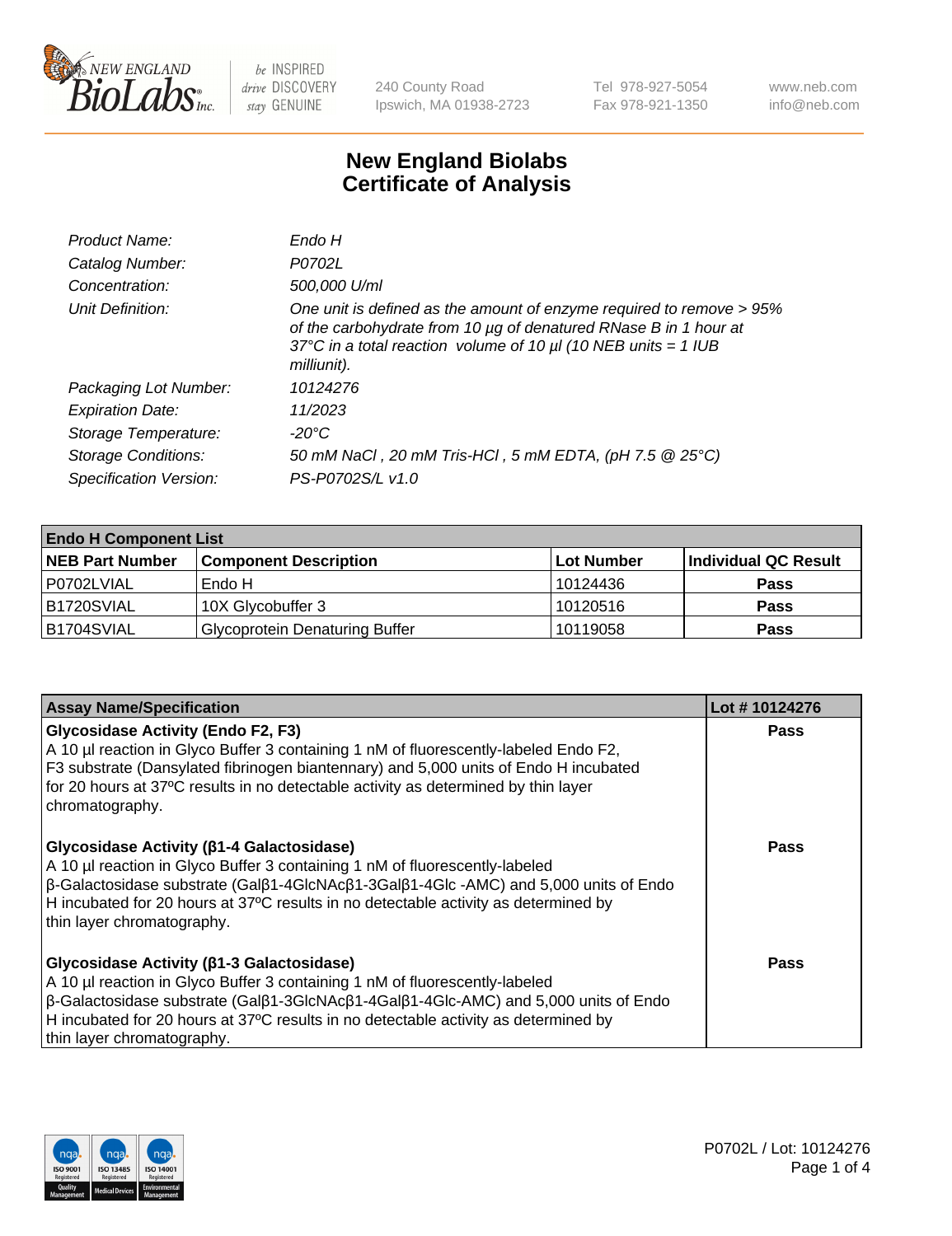New England BioLabs Inc. — be INSPIRED drive DISCOVERY stay GENUINE

240 County Road
Ipswich, MA 01938-2723

Tel 978-927-5054
Fax 978-921-1350

www.neb.com
info@neb.com

# New England Biolabs
# Certificate of Analysis

| | |
|---|---|
| *Product Name:* | *Endo H* |
| *Catalog Number:* | *P0702L* |
| *Concentration:* | *500,000 U/ml* |
| *Unit Definition:* | *One unit is defined as the amount of enzyme required to remove > 95% of the carbohydrate from 10 µg of denatured RNase B in 1 hour at 37°C in a total reaction volume of 10 µl (10 NEB units = 1 IUB milliunit).* |
| *Packaging Lot Number:* | *10124276* |
| *Expiration Date:* | *11/2023* |
| *Storage Temperature:* | *-20°C* |
| *Storage Conditions:* | *50 mM NaCl , 20 mM Tris-HCl , 5 mM EDTA, (pH 7.5 @ 25°C)* |
| *Specification Version:* | *PS-P0702S/L v1.0* |

| **Endo H Component List** | | | |
|---|---|---|---|
| **NEB Part Number** | **Component Description** | **Lot Number** | **Individual QC Result** |
| P0702LVIAL | Endo H | 10124436 | **Pass** |
| B1720SVIAL | 10X Glycobuffer 3 | 10120516 | **Pass** |
| B1704SVIAL | Glycoprotein Denaturing Buffer | 10119058 | **Pass** |

| **Assay Name/Specification** | **Lot # 10124276** |
|---|---|
| **Glycosidase Activity (Endo F2, F3)**<br>A 10 µl reaction in Glyco Buffer 3 containing 1 nM of fluorescently-labeled Endo F2, F3 substrate (Dansylated fibrinogen biantennary) and 5,000 units of Endo H incubated for 20 hours at 37ºC results in no detectable activity as determined by thin layer chromatography. | **Pass** |
| **Glycosidase Activity (β1-4 Galactosidase)**<br>A 10 µl reaction in Glyco Buffer 3 containing 1 nM of fluorescently-labeled β-Galactosidase substrate (Galβ1-4GlcNAcβ1-3Galβ1-4Glc -AMC) and 5,000 units of Endo H incubated for 20 hours at 37ºC results in no detectable activity as determined by thin layer chromatography. | **Pass** |
| **Glycosidase Activity (β1-3 Galactosidase)**<br>A 10 µl reaction in Glyco Buffer 3 containing 1 nM of fluorescently-labeled β-Galactosidase substrate (Galβ1-3GlcNAcβ1-4Galβ1-4Glc-AMC) and 5,000 units of Endo H incubated for 20 hours at 37ºC results in no detectable activity as determined by thin layer chromatography. | **Pass** |

P0702L / Lot: 10124276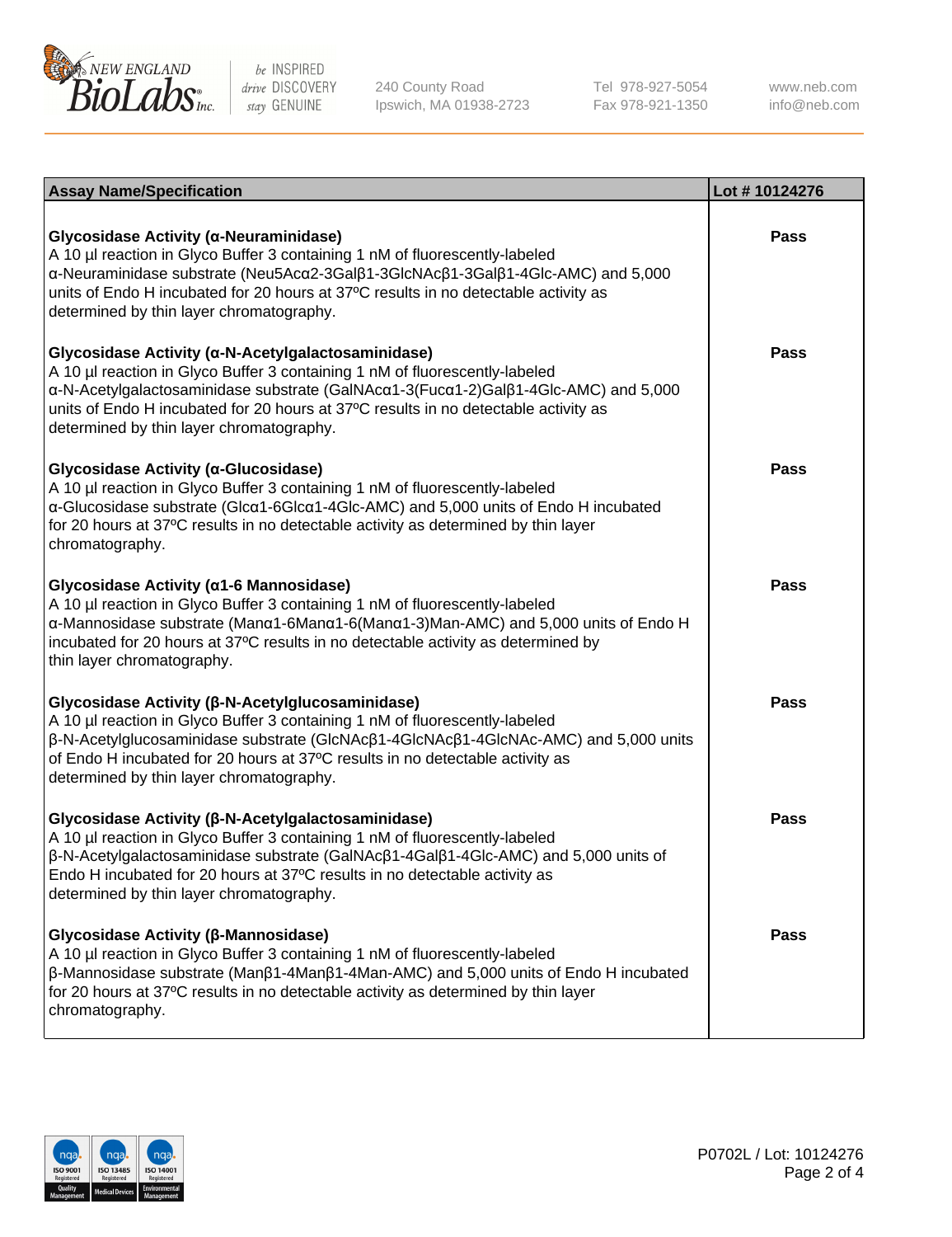| Assay Name/Specification | Lot # 10124276 |
|---|---|
| **Glycosidase Activity (α-Neuraminidase)**<br>A 10 µl reaction in Glyco Buffer 3 containing 1 nM of fluorescently-labeled α-Neuraminidase substrate (Neu5Acα2-3Galβ1-3GlcNAcβ1-3Galβ1-4Glc-AMC) and 5,000 units of Endo H incubated for 20 hours at 37ºC results in no detectable activity as determined by thin layer chromatography. | Pass |
| **Glycosidase Activity (α-N-Acetylgalactosaminidase)**<br>A 10 µl reaction in Glyco Buffer 3 containing 1 nM of fluorescently-labeled α-N-Acetylgalactosaminidase substrate (GalNAcα1-3(Fucα1-2)Galβ1-4Glc-AMC) and 5,000 units of Endo H incubated for 20 hours at 37ºC results in no detectable activity as determined by thin layer chromatography. | Pass |
| **Glycosidase Activity (α-Glucosidase)**<br>A 10 µl reaction in Glyco Buffer 3 containing 1 nM of fluorescently-labeled α-Glucosidase substrate (Glcα1-6Glcα1-4Glc-AMC) and 5,000 units of Endo H incubated for 20 hours at 37ºC results in no detectable activity as determined by thin layer chromatography. | Pass |
| **Glycosidase Activity (α1-6 Mannosidase)**<br>A 10 µl reaction in Glyco Buffer 3 containing 1 nM of fluorescently-labeled α-Mannosidase substrate (Manα1-6Manα1-6(Manα1-3)Man-AMC) and 5,000 units of Endo H incubated for 20 hours at 37ºC results in no detectable activity as determined by thin layer chromatography. | Pass |
| **Glycosidase Activity (β-N-Acetylglucosaminidase)**<br>A 10 µl reaction in Glyco Buffer 3 containing 1 nM of fluorescently-labeled β-N-Acetylglucosaminidase substrate (GlcNAcβ1-4GlcNAcβ1-4GlcNAc-AMC) and 5,000 units of Endo H incubated for 20 hours at 37ºC results in no detectable activity as determined by thin layer chromatography. | Pass |
| **Glycosidase Activity (β-N-Acetylgalactosaminidase)**<br>A 10 µl reaction in Glyco Buffer 3 containing 1 nM of fluorescently-labeled β-N-Acetylgalactosaminidase substrate (GalNAcβ1-4Galβ1-4Glc-AMC) and 5,000 units of Endo H incubated for 20 hours at 37ºC results in no detectable activity as determined by thin layer chromatography. | Pass |
| **Glycosidase Activity (β-Mannosidase)**<br>A 10 µl reaction in Glyco Buffer 3 containing 1 nM of fluorescently-labeled β-Mannosidase substrate (Manβ1-4Manβ1-4Man-AMC) and 5,000 units of Endo H incubated for 20 hours at 37ºC results in no detectable activity as determined by thin layer chromatography. | Pass |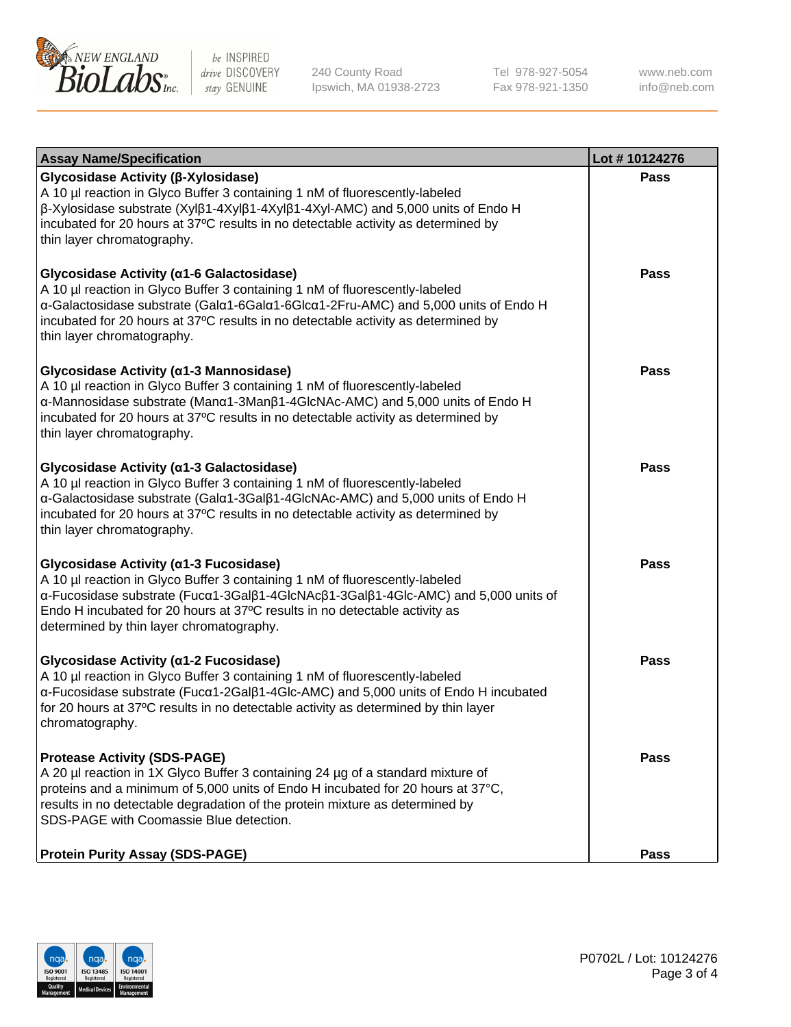| Assay Name/Specification | Lot # 10124276 |
|---|---|
| **Glycosidase Activity (β-Xylosidase)**<br>A 10 µl reaction in Glyco Buffer 3 containing 1 nM of fluorescently-labeled β-Xylosidase substrate (Xylβ1-4Xylβ1-4Xylβ1-4Xyl-AMC) and 5,000 units of Endo H incubated for 20 hours at 37ºC results in no detectable activity as determined by thin layer chromatography. | Pass |
| **Glycosidase Activity (α1-6 Galactosidase)**<br>A 10 µl reaction in Glyco Buffer 3 containing 1 nM of fluorescently-labeled α-Galactosidase substrate (Galα1-6Galα1-6Glcα1-2Fru-AMC) and 5,000 units of Endo H incubated for 20 hours at 37ºC results in no detectable activity as determined by thin layer chromatography. | Pass |
| **Glycosidase Activity (α1-3 Mannosidase)**<br>A 10 µl reaction in Glyco Buffer 3 containing 1 nM of fluorescently-labeled α-Mannosidase substrate (Manα1-3Manβ1-4GlcNAc-AMC) and 5,000 units of Endo H incubated for 20 hours at 37ºC results in no detectable activity as determined by thin layer chromatography. | Pass |
| **Glycosidase Activity (α1-3 Galactosidase)**<br>A 10 µl reaction in Glyco Buffer 3 containing 1 nM of fluorescently-labeled α-Galactosidase substrate (Galα1-3Galβ1-4GlcNAc-AMC) and 5,000 units of Endo H incubated for 20 hours at 37ºC results in no detectable activity as determined by thin layer chromatography. | Pass |
| **Glycosidase Activity (α1-3 Fucosidase)**<br>A 10 µl reaction in Glyco Buffer 3 containing 1 nM of fluorescently-labeled α-Fucosidase substrate (Fucα1-3Galβ1-4GlcNAcβ1-3Galβ1-4Glc-AMC) and 5,000 units of Endo H incubated for 20 hours at 37ºC results in no detectable activity as determined by thin layer chromatography. | Pass |
| **Glycosidase Activity (α1-2 Fucosidase)**<br>A 10 µl reaction in Glyco Buffer 3 containing 1 nM of fluorescently-labeled α-Fucosidase substrate (Fucα1-2Galβ1-4Glc-AMC) and 5,000 units of Endo H incubated for 20 hours at 37ºC results in no detectable activity as determined by thin layer chromatography. | Pass |
| **Protease Activity (SDS-PAGE)**<br>A 20 µl reaction in 1X Glyco Buffer 3 containing 24 µg of a standard mixture of proteins and a minimum of 5,000 units of Endo H incubated for 20 hours at 37°C, results in no detectable degradation of the protein mixture as determined by SDS-PAGE with Coomassie Blue detection. | Pass |
| **Protein Purity Assay (SDS-PAGE)** | Pass |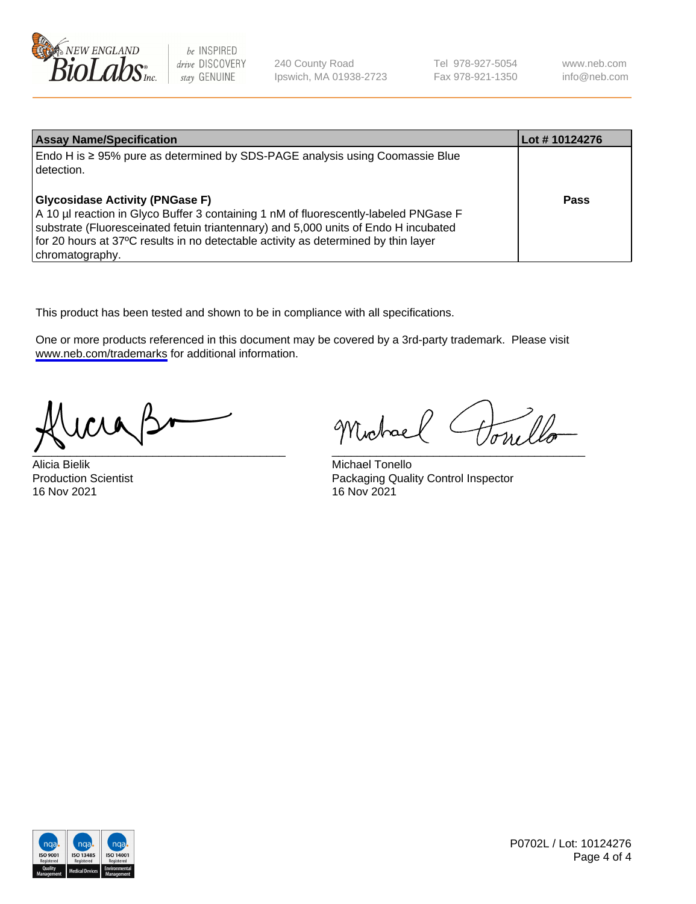| Assay Name/Specification | Lot # 10124276 |
| --- | --- |
| Endo H is ≥ 95% pure as determined by SDS-PAGE analysis using Coomassie Blue detection. | |
| **Glycosidase Activity (PNGase F)** A 10 µl reaction in Glyco Buffer 3 containing 1 nM of fluorescently-labeled PNGase F substrate (Fluoresceinated fetuin triantennary) and 5,000 units of Endo H incubated for 20 hours at 37ºC results in no detectable activity as determined by thin layer chromatography. | **Pass** |

This product has been tested and shown to be in compliance with all specifications.

One or more products referenced in this document may be covered by a 3rd-party trademark. Please visit www.neb.com/trademarks for additional information.

Alicia Bielik
Production Scientist
16 Nov 2021

Michael Tonello
Packaging Quality Control Inspector
16 Nov 2021

P0702L / Lot: 10124276